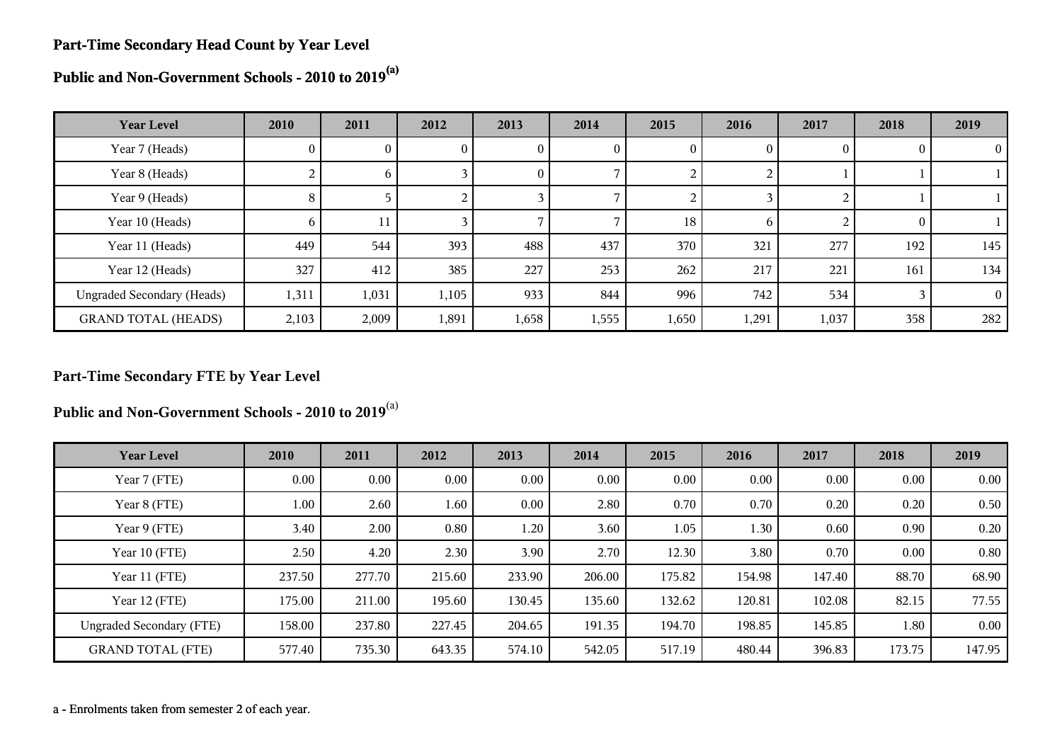## Part-Time Secondary Head Count by Year Level

## Public and Non-Government Schools - 2010 to 2019[(a)]

| Year Level | 2010 | 2011 | 2012 | 2013 | 2014 | 2015 | 2016 | 2017 | 2018 | 2019 |
|---|---|---|---|---|---|---|---|---|---|---|
| Year 7 (Heads) | 0 | 0 | 0 | 0 | 0 | 0 | 0 | 0 | 0 | 0 |
| Year 8 (Heads) | 2 | 6 | 3 | 0 | 7 | 2 | 2 | 1 | 1 | 1 |
| Year 9 (Heads) | 8 | 5 | 2 | 3 | 7 | 2 | 3 | 2 | 1 | 1 |
| Year 10 (Heads) | 6 | 11 | 3 | 7 | 7 | 18 | 6 | 2 | 0 | 1 |
| Year 11 (Heads) | 449 | 544 | 393 | 488 | 437 | 370 | 321 | 277 | 192 | 145 |
| Year 12 (Heads) | 327 | 412 | 385 | 227 | 253 | 262 | 217 | 221 | 161 | 134 |
| Ungraded Secondary (Heads) | 1,311 | 1,031 | 1,105 | 933 | 844 | 996 | 742 | 534 | 3 | 0 |
| GRAND TOTAL (HEADS) | 2,103 | 2,009 | 1,891 | 1,658 | 1,555 | 1,650 | 1,291 | 1,037 | 358 | 282 |

## Part-Time Secondary FTE by Year Level

## Public and Non-Government Schools - 2010 to 2019[(a)]

| Year Level | 2010 | 2011 | 2012 | 2013 | 2014 | 2015 | 2016 | 2017 | 2018 | 2019 |
|---|---|---|---|---|---|---|---|---|---|---|
| Year 7 (FTE) | 0.00 | 0.00 | 0.00 | 0.00 | 0.00 | 0.00 | 0.00 | 0.00 | 0.00 | 0.00 |
| Year 8 (FTE) | 1.00 | 2.60 | 1.60 | 0.00 | 2.80 | 0.70 | 0.70 | 0.20 | 0.20 | 0.50 |
| Year 9 (FTE) | 3.40 | 2.00 | 0.80 | 1.20 | 3.60 | 1.05 | 1.30 | 0.60 | 0.90 | 0.20 |
| Year 10 (FTE) | 2.50 | 4.20 | 2.30 | 3.90 | 2.70 | 12.30 | 3.80 | 0.70 | 0.00 | 0.80 |
| Year 11 (FTE) | 237.50 | 277.70 | 215.60 | 233.90 | 206.00 | 175.82 | 154.98 | 147.40 | 88.70 | 68.90 |
| Year 12 (FTE) | 175.00 | 211.00 | 195.60 | 130.45 | 135.60 | 132.62 | 120.81 | 102.08 | 82.15 | 77.55 |
| Ungraded Secondary (FTE) | 158.00 | 237.80 | 227.45 | 204.65 | 191.35 | 194.70 | 198.85 | 145.85 | 1.80 | 0.00 |
| GRAND TOTAL (FTE) | 577.40 | 735.30 | 643.35 | 574.10 | 542.05 | 517.19 | 480.44 | 396.83 | 173.75 | 147.95 |

a - Enrolments taken from semester 2 of each year.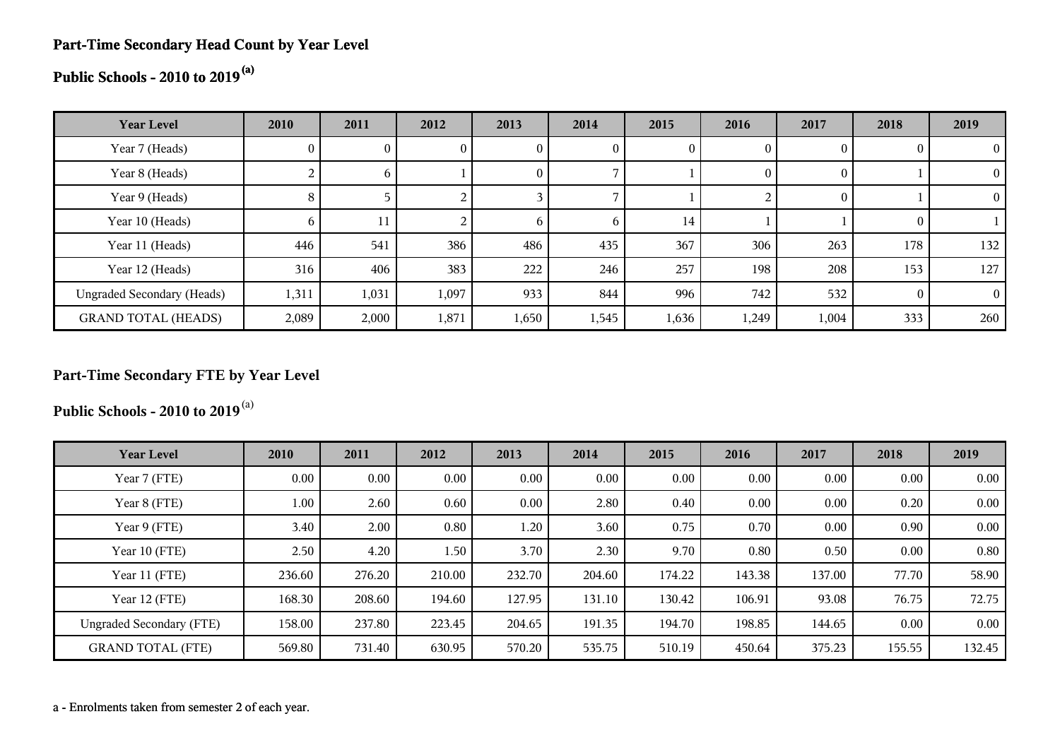## Part-Time Secondary Head Count by Year Level

## Public Schools - 2010 to 2019 [(a)]

| Year Level | 2010 | 2011 | 2012 | 2013 | 2014 | 2015 | 2016 | 2017 | 2018 | 2019 |
|---|---|---|---|---|---|---|---|---|---|---|
| Year 7 (Heads) | 0 | 0 | 0 | 0 | 0 | 0 | 0 | 0 | 0 | 0 |
| Year 8 (Heads) | 2 | 6 | 1 | 0 | 7 | 1 | 0 | 0 | 1 | 0 |
| Year 9 (Heads) | 8 | 5 | 2 | 3 | 7 | 1 | 2 | 0 | 1 | 0 |
| Year 10 (Heads) | 6 | 11 | 2 | 6 | 6 | 14 | 1 | 1 | 0 | 1 |
| Year 11 (Heads) | 446 | 541 | 386 | 486 | 435 | 367 | 306 | 263 | 178 | 132 |
| Year 12 (Heads) | 316 | 406 | 383 | 222 | 246 | 257 | 198 | 208 | 153 | 127 |
| Ungraded Secondary (Heads) | 1,311 | 1,031 | 1,097 | 933 | 844 | 996 | 742 | 532 | 0 | 0 |
| GRAND TOTAL (HEADS) | 2,089 | 2,000 | 1,871 | 1,650 | 1,545 | 1,636 | 1,249 | 1,004 | 333 | 260 |

## Part-Time Secondary FTE by Year Level

## Public Schools - 2010 to 2019 [(a)]

| Year Level | 2010 | 2011 | 2012 | 2013 | 2014 | 2015 | 2016 | 2017 | 2018 | 2019 |
|---|---|---|---|---|---|---|---|---|---|---|
| Year 7 (FTE) | 0.00 | 0.00 | 0.00 | 0.00 | 0.00 | 0.00 | 0.00 | 0.00 | 0.00 | 0.00 |
| Year 8 (FTE) | 1.00 | 2.60 | 0.60 | 0.00 | 2.80 | 0.40 | 0.00 | 0.00 | 0.20 | 0.00 |
| Year 9 (FTE) | 3.40 | 2.00 | 0.80 | 1.20 | 3.60 | 0.75 | 0.70 | 0.00 | 0.90 | 0.00 |
| Year 10 (FTE) | 2.50 | 4.20 | 1.50 | 3.70 | 2.30 | 9.70 | 0.80 | 0.50 | 0.00 | 0.80 |
| Year 11 (FTE) | 236.60 | 276.20 | 210.00 | 232.70 | 204.60 | 174.22 | 143.38 | 137.00 | 77.70 | 58.90 |
| Year 12 (FTE) | 168.30 | 208.60 | 194.60 | 127.95 | 131.10 | 130.42 | 106.91 | 93.08 | 76.75 | 72.75 |
| Ungraded Secondary (FTE) | 158.00 | 237.80 | 223.45 | 204.65 | 191.35 | 194.70 | 198.85 | 144.65 | 0.00 | 0.00 |
| GRAND TOTAL (FTE) | 569.80 | 731.40 | 630.95 | 570.20 | 535.75 | 510.19 | 450.64 | 375.23 | 155.55 | 132.45 |

a - Enrolments taken from semester 2 of each year.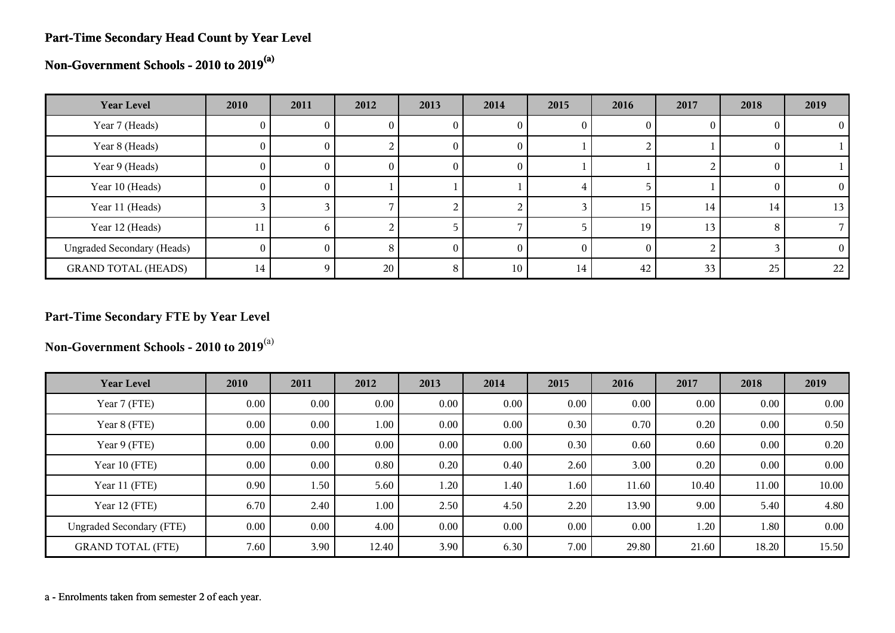## Part-Time Secondary Head Count by Year Level

## Non-Government Schools - 2010 to 2019[a]

| Year Level | 2010 | 2011 | 2012 | 2013 | 2014 | 2015 | 2016 | 2017 | 2018 | 2019 |
|---|---|---|---|---|---|---|---|---|---|---|
| Year 7 (Heads) | 0 | 0 | 0 | 0 | 0 | 0 | 0 | 0 | 0 | 0 |
| Year 8 (Heads) | 0 | 0 | 2 | 0 | 0 | 1 | 2 | 1 | 0 | 1 |
| Year 9 (Heads) | 0 | 0 | 0 | 0 | 0 | 1 | 1 | 2 | 0 | 1 |
| Year 10 (Heads) | 0 | 0 | 1 | 1 | 1 | 4 | 5 | 1 | 0 | 0 |
| Year 11 (Heads) | 3 | 3 | 7 | 2 | 2 | 3 | 15 | 14 | 14 | 13 |
| Year 12 (Heads) | 11 | 6 | 2 | 5 | 7 | 5 | 19 | 13 | 8 | 7 |
| Ungraded Secondary (Heads) | 0 | 0 | 8 | 0 | 0 | 0 | 0 | 2 | 3 | 0 |
| GRAND TOTAL (HEADS) | 14 | 9 | 20 | 8 | 10 | 14 | 42 | 33 | 25 | 22 |

## Part-Time Secondary FTE by Year Level

## Non-Government Schools - 2010 to 2019[a]

| Year Level | 2010 | 2011 | 2012 | 2013 | 2014 | 2015 | 2016 | 2017 | 2018 | 2019 |
|---|---|---|---|---|---|---|---|---|---|---|
| Year 7 (FTE) | 0.00 | 0.00 | 0.00 | 0.00 | 0.00 | 0.00 | 0.00 | 0.00 | 0.00 | 0.00 |
| Year 8 (FTE) | 0.00 | 0.00 | 1.00 | 0.00 | 0.00 | 0.30 | 0.70 | 0.20 | 0.00 | 0.50 |
| Year 9 (FTE) | 0.00 | 0.00 | 0.00 | 0.00 | 0.00 | 0.30 | 0.60 | 0.60 | 0.00 | 0.20 |
| Year 10 (FTE) | 0.00 | 0.00 | 0.80 | 0.20 | 0.40 | 2.60 | 3.00 | 0.20 | 0.00 | 0.00 |
| Year 11 (FTE) | 0.90 | 1.50 | 5.60 | 1.20 | 1.40 | 1.60 | 11.60 | 10.40 | 11.00 | 10.00 |
| Year 12 (FTE) | 6.70 | 2.40 | 1.00 | 2.50 | 4.50 | 2.20 | 13.90 | 9.00 | 5.40 | 4.80 |
| Ungraded Secondary (FTE) | 0.00 | 0.00 | 4.00 | 0.00 | 0.00 | 0.00 | 0.00 | 1.20 | 1.80 | 0.00 |
| GRAND TOTAL (FTE) | 7.60 | 3.90 | 12.40 | 3.90 | 6.30 | 7.00 | 29.80 | 21.60 | 18.20 | 15.50 |

a - Enrolments taken from semester 2 of each year.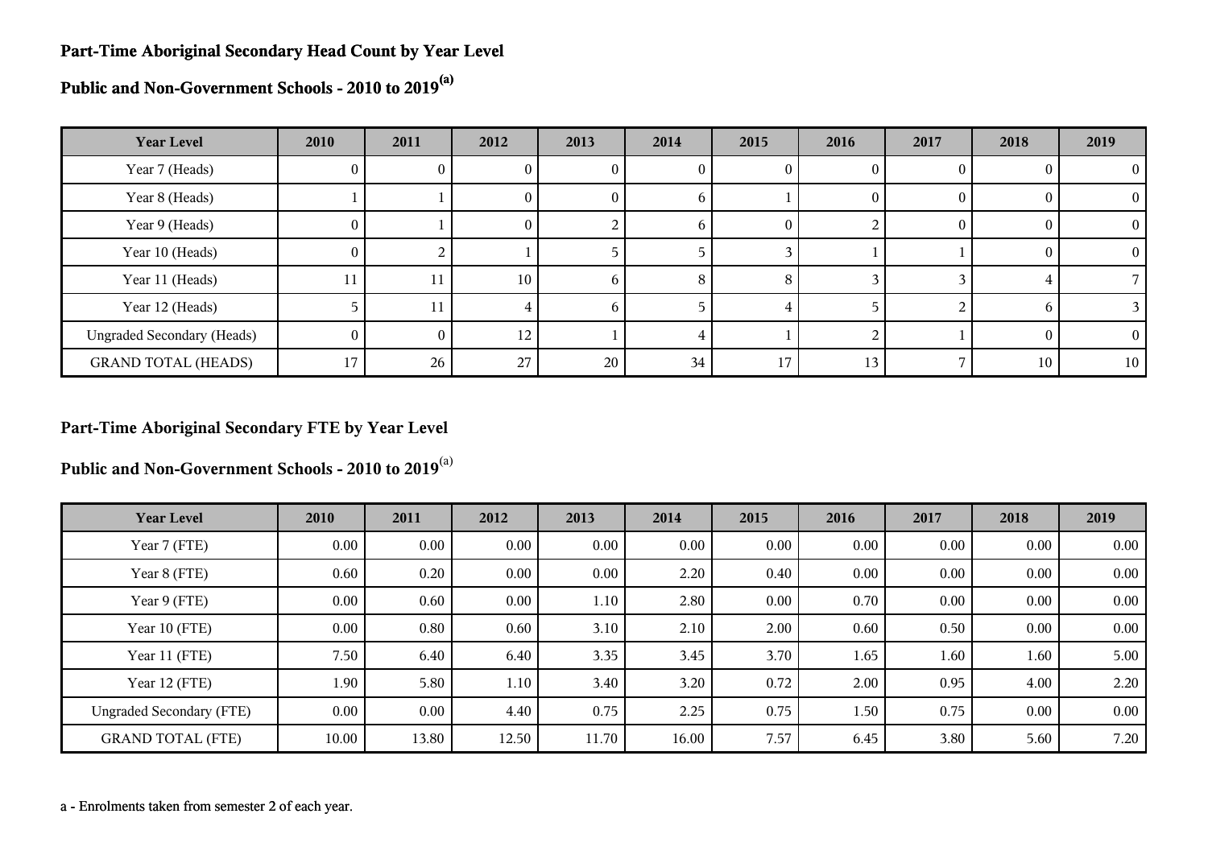**Part-Time Aboriginal Secondary Head Count by Year Level**

**Public and Non-Government Schools - 2010 to 2019[(a)]**

| Year Level | 2010 | 2011 | 2012 | 2013 | 2014 | 2015 | 2016 | 2017 | 2018 | 2019 |
|---|---|---|---|---|---|---|---|---|---|---|
| Year 7 (Heads) | 0 | 0 | 0 | 0 | 0 | 0 | 0 | 0 | 0 | 0 |
| Year 8 (Heads) | 1 | 1 | 0 | 0 | 6 | 1 | 0 | 0 | 0 | 0 |
| Year 9 (Heads) | 0 | 1 | 0 | 2 | 6 | 0 | 2 | 0 | 0 | 0 |
| Year 10 (Heads) | 0 | 2 | 1 | 5 | 5 | 3 | 1 | 1 | 0 | 0 |
| Year 11 (Heads) | 11 | 11 | 10 | 6 | 8 | 8 | 3 | 3 | 4 | 7 |
| Year 12 (Heads) | 5 | 11 | 4 | 6 | 5 | 4 | 5 | 2 | 6 | 3 |
| Ungraded Secondary (Heads) | 0 | 0 | 12 | 1 | 4 | 1 | 2 | 1 | 0 | 0 |
| GRAND TOTAL (HEADS) | 17 | 26 | 27 | 20 | 34 | 17 | 13 | 7 | 10 | 10 |

**Part-Time Aboriginal Secondary FTE by Year Level**

**Public and Non-Government Schools - 2010 to 2019[(a)]**

| Year Level | 2010 | 2011 | 2012 | 2013 | 2014 | 2015 | 2016 | 2017 | 2018 | 2019 |
|---|---|---|---|---|---|---|---|---|---|---|
| Year 7 (FTE) | 0.00 | 0.00 | 0.00 | 0.00 | 0.00 | 0.00 | 0.00 | 0.00 | 0.00 | 0.00 |
| Year 8 (FTE) | 0.60 | 0.20 | 0.00 | 0.00 | 2.20 | 0.40 | 0.00 | 0.00 | 0.00 | 0.00 |
| Year 9 (FTE) | 0.00 | 0.60 | 0.00 | 1.10 | 2.80 | 0.00 | 0.70 | 0.00 | 0.00 | 0.00 |
| Year 10 (FTE) | 0.00 | 0.80 | 0.60 | 3.10 | 2.10 | 2.00 | 0.60 | 0.50 | 0.00 | 0.00 |
| Year 11 (FTE) | 7.50 | 6.40 | 6.40 | 3.35 | 3.45 | 3.70 | 1.65 | 1.60 | 1.60 | 5.00 |
| Year 12 (FTE) | 1.90 | 5.80 | 1.10 | 3.40 | 3.20 | 0.72 | 2.00 | 0.95 | 4.00 | 2.20 |
| Ungraded Secondary (FTE) | 0.00 | 0.00 | 4.40 | 0.75 | 2.25 | 0.75 | 1.50 | 0.75 | 0.00 | 0.00 |
| GRAND TOTAL (FTE) | 10.00 | 13.80 | 12.50 | 11.70 | 16.00 | 7.57 | 6.45 | 3.80 | 5.60 | 7.20 |

a - Enrolments taken from semester 2 of each year.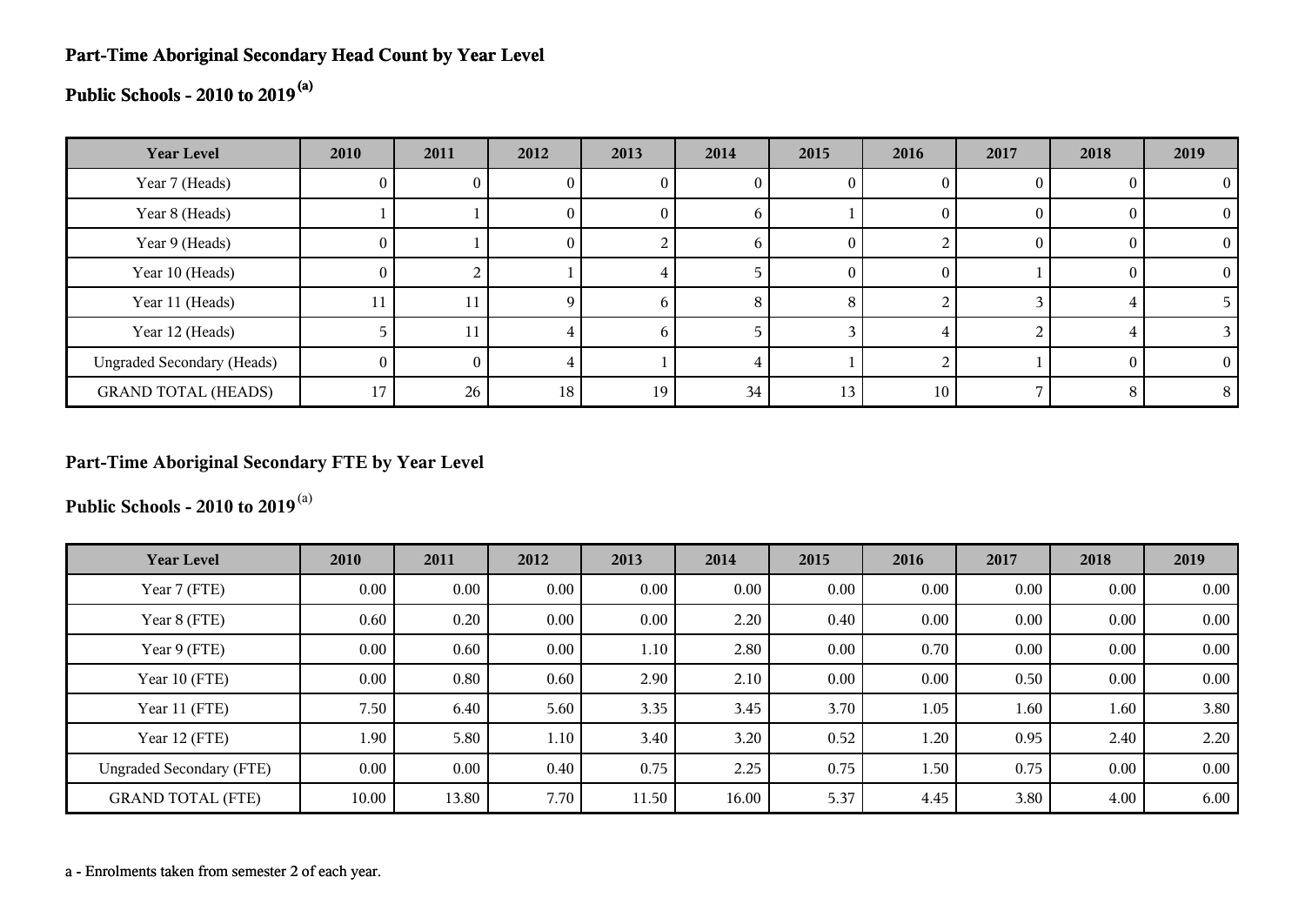**Part-Time Aboriginal Secondary Head Count by Year Level**

**Public Schools - 2010 to 2019** [(a)]

| Year Level | 2010 | 2011 | 2012 | 2013 | 2014 | 2015 | 2016 | 2017 | 2018 | 2019 |
|---|---|---|---|---|---|---|---|---|---|---|
| Year 7 (Heads) | 0 | 0 | 0 | 0 | 0 | 0 | 0 | 0 | 0 | 0 |
| Year 8 (Heads) | 1 | 1 | 0 | 0 | 6 | 1 | 0 | 0 | 0 | 0 |
| Year 9 (Heads) | 0 | 1 | 0 | 2 | 6 | 0 | 2 | 0 | 0 | 0 |
| Year 10 (Heads) | 0 | 2 | 1 | 4 | 5 | 0 | 0 | 1 | 0 | 0 |
| Year 11 (Heads) | 11 | 11 | 9 | 6 | 8 | 8 | 2 | 3 | 4 | 5 |
| Year 12 (Heads) | 5 | 11 | 4 | 6 | 5 | 3 | 4 | 2 | 4 | 3 |
| Ungraded Secondary (Heads) | 0 | 0 | 4 | 1 | 4 | 1 | 2 | 1 | 0 | 0 |
| GRAND TOTAL (HEADS) | 17 | 26 | 18 | 19 | 34 | 13 | 10 | 7 | 8 | 8 |

**Part-Time Aboriginal Secondary FTE by Year Level**

**Public Schools - 2010 to 2019** [(a)]

| Year Level | 2010 | 2011 | 2012 | 2013 | 2014 | 2015 | 2016 | 2017 | 2018 | 2019 |
|---|---|---|---|---|---|---|---|---|---|---|
| Year 7 (FTE) | 0.00 | 0.00 | 0.00 | 0.00 | 0.00 | 0.00 | 0.00 | 0.00 | 0.00 | 0.00 |
| Year 8 (FTE) | 0.60 | 0.20 | 0.00 | 0.00 | 2.20 | 0.40 | 0.00 | 0.00 | 0.00 | 0.00 |
| Year 9 (FTE) | 0.00 | 0.60 | 0.00 | 1.10 | 2.80 | 0.00 | 0.70 | 0.00 | 0.00 | 0.00 |
| Year 10 (FTE) | 0.00 | 0.80 | 0.60 | 2.90 | 2.10 | 0.00 | 0.00 | 0.50 | 0.00 | 0.00 |
| Year 11 (FTE) | 7.50 | 6.40 | 5.60 | 3.35 | 3.45 | 3.70 | 1.05 | 1.60 | 1.60 | 3.80 |
| Year 12 (FTE) | 1.90 | 5.80 | 1.10 | 3.40 | 3.20 | 0.52 | 1.20 | 0.95 | 2.40 | 2.20 |
| Ungraded Secondary (FTE) | 0.00 | 0.00 | 0.40 | 0.75 | 2.25 | 0.75 | 1.50 | 0.75 | 0.00 | 0.00 |
| GRAND TOTAL (FTE) | 10.00 | 13.80 | 7.70 | 11.50 | 16.00 | 5.37 | 4.45 | 3.80 | 4.00 | 6.00 |

a - Enrolments taken from semester 2 of each year.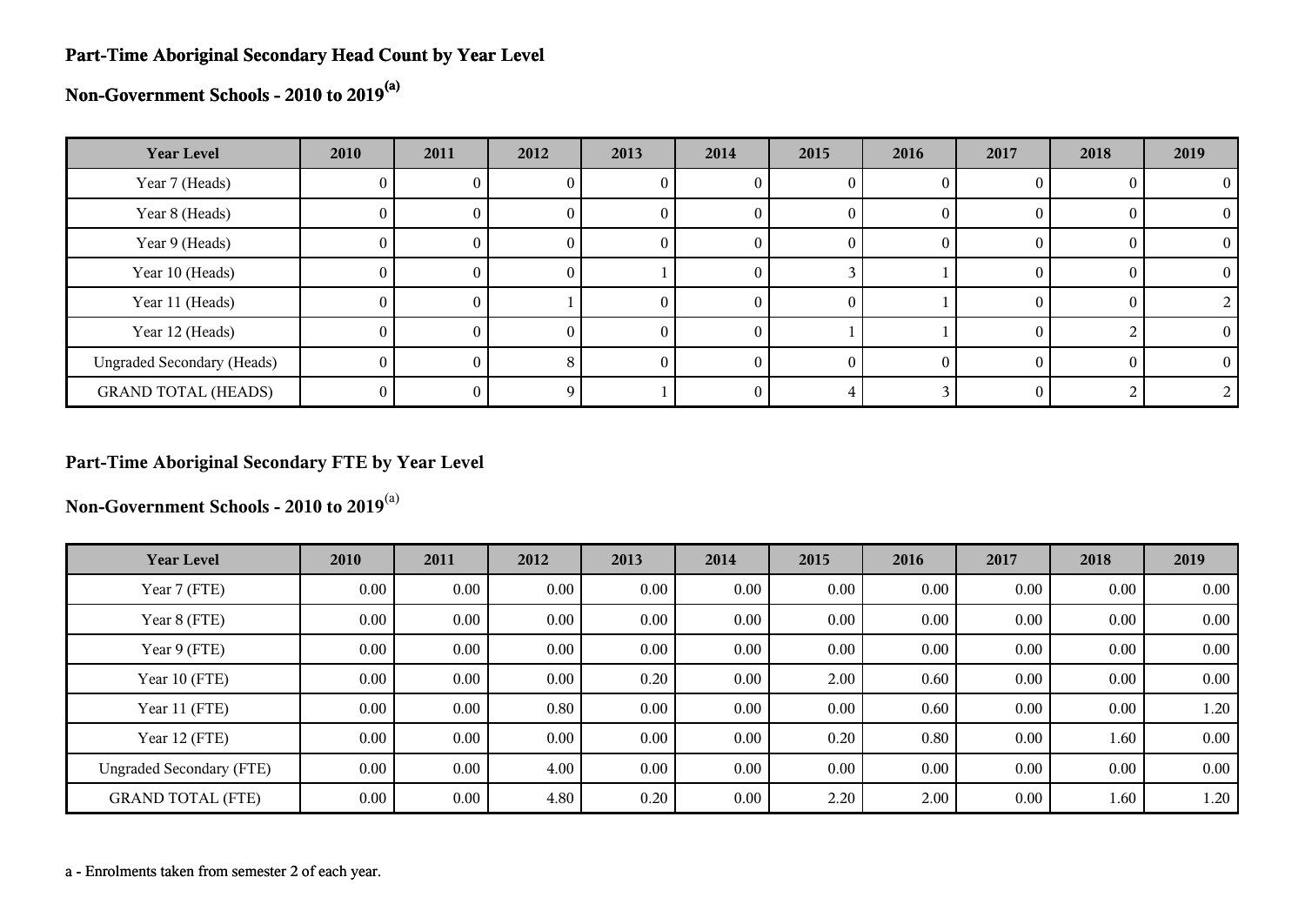## Part-Time Aboriginal Secondary Head Count by Year Level

## Non-Government Schools - 2010 to 2019[(a)]

| Year Level | 2010 | 2011 | 2012 | 2013 | 2014 | 2015 | 2016 | 2017 | 2018 | 2019 |
|---|---|---|---|---|---|---|---|---|---|---|
| Year 7 (Heads) | 0 | 0 | 0 | 0 | 0 | 0 | 0 | 0 | 0 | 0 |
| Year 8 (Heads) | 0 | 0 | 0 | 0 | 0 | 0 | 0 | 0 | 0 | 0 |
| Year 9 (Heads) | 0 | 0 | 0 | 0 | 0 | 0 | 0 | 0 | 0 | 0 |
| Year 10 (Heads) | 0 | 0 | 0 | 1 | 0 | 3 | 1 | 0 | 0 | 0 |
| Year 11 (Heads) | 0 | 0 | 1 | 0 | 0 | 0 | 1 | 0 | 0 | 2 |
| Year 12 (Heads) | 0 | 0 | 0 | 0 | 0 | 1 | 1 | 0 | 2 | 0 |
| Ungraded Secondary (Heads) | 0 | 0 | 8 | 0 | 0 | 0 | 0 | 0 | 0 | 0 |
| GRAND TOTAL (HEADS) | 0 | 0 | 9 | 1 | 0 | 4 | 3 | 0 | 2 | 2 |

## Part-Time Aboriginal Secondary FTE by Year Level

## Non-Government Schools - 2010 to 2019[(a)]

| Year Level | 2010 | 2011 | 2012 | 2013 | 2014 | 2015 | 2016 | 2017 | 2018 | 2019 |
|---|---|---|---|---|---|---|---|---|---|---|
| Year 7 (FTE) | 0.00 | 0.00 | 0.00 | 0.00 | 0.00 | 0.00 | 0.00 | 0.00 | 0.00 | 0.00 |
| Year 8 (FTE) | 0.00 | 0.00 | 0.00 | 0.00 | 0.00 | 0.00 | 0.00 | 0.00 | 0.00 | 0.00 |
| Year 9 (FTE) | 0.00 | 0.00 | 0.00 | 0.00 | 0.00 | 0.00 | 0.00 | 0.00 | 0.00 | 0.00 |
| Year 10 (FTE) | 0.00 | 0.00 | 0.00 | 0.20 | 0.00 | 2.00 | 0.60 | 0.00 | 0.00 | 0.00 |
| Year 11 (FTE) | 0.00 | 0.00 | 0.80 | 0.00 | 0.00 | 0.00 | 0.60 | 0.00 | 0.00 | 1.20 |
| Year 12 (FTE) | 0.00 | 0.00 | 0.00 | 0.00 | 0.00 | 0.20 | 0.80 | 0.00 | 1.60 | 0.00 |
| Ungraded Secondary (FTE) | 0.00 | 0.00 | 4.00 | 0.00 | 0.00 | 0.00 | 0.00 | 0.00 | 0.00 | 0.00 |
| GRAND TOTAL (FTE) | 0.00 | 0.00 | 4.80 | 0.20 | 0.00 | 2.20 | 2.00 | 0.00 | 1.60 | 1.20 |

a - Enrolments taken from semester 2 of each year.